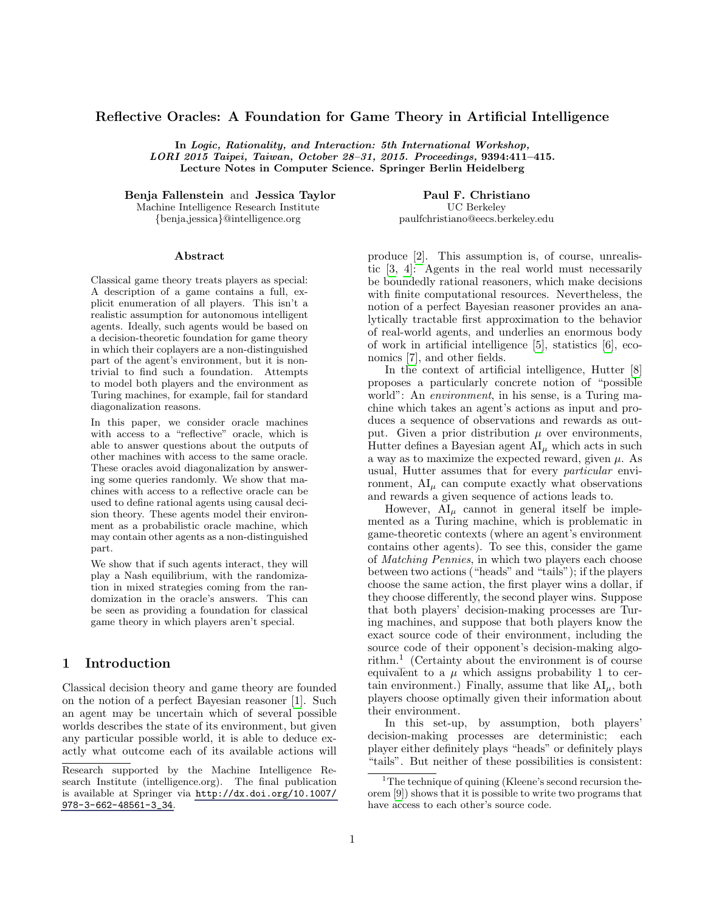# Reflective Oracles: A Foundation for Game Theory in Artificial Intelligence

**In *Logic, Rationality, and Interaction: 5th International Workshop, LORI 2015 Taipei, Taiwan, October 28–31, 2015. Proceedings*, 9394:411–415. Lecture Notes in Computer Science. Springer Berlin Heidelberg**

**Benja Fallenstein** and **Jessica Taylor**
Machine Intelligence Research Institute
{benja,jessica}@intelligence.org

**Paul F. Christiano**
UC Berkeley
paulfchristiano@eecs.berkeley.edu

### Abstract

Classical game theory treats players as special: A description of a game contains a full, explicit enumeration of all players. This isn't a realistic assumption for autonomous intelligent agents. Ideally, such agents would be based on a decision-theoretic foundation for game theory in which their coplayers are a non-distinguished part of the agent's environment, but it is nontrivial to find such a foundation. Attempts to model both players and the environment as Turing machines, for example, fail for standard diagonalization reasons.

In this paper, we consider oracle machines with access to a "reflective" oracle, which is able to answer questions about the outputs of other machines with access to the same oracle. These oracles avoid diagonalization by answering some queries randomly. We show that machines with access to a reflective oracle can be used to define rational agents using causal decision theory. These agents model their environment as a probabilistic oracle machine, which may contain other agents as a non-distinguished part.

We show that if such agents interact, they will play a Nash equilibrium, with the randomization in mixed strategies coming from the randomization in the oracle's answers. This can be seen as providing a foundation for classical game theory in which players aren't special.

## 1 Introduction

Classical decision theory and game theory are founded on the notion of a perfect Bayesian reasoner [1]. Such an agent may be uncertain which of several possible worlds describes the state of its environment, but given any particular possible world, it is able to deduce exactly what outcome each of its available actions will produce [2]. This assumption is, of course, unrealistic [3, 4]: Agents in the real world must necessarily be boundedly rational reasoners, which make decisions with finite computational resources. Nevertheless, the notion of a perfect Bayesian reasoner provides an analytically tractable first approximation to the behavior of real-world agents, and underlies an enormous body of work in artificial intelligence [5], statistics [6], economics [7], and other fields.

In the context of artificial intelligence, Hutter [8] proposes a particularly concrete notion of "possible world": An *environment*, in his sense, is a Turing machine which takes an agent's actions as input and produces a sequence of observations and rewards as output. Given a prior distribution $\mu$ over environments, Hutter defines a Bayesian agent $\mathrm{AI}_\mu$ which acts in such a way as to maximize the expected reward, given $\mu$. As usual, Hutter assumes that for every *particular* environment, $\mathrm{AI}_\mu$ can compute exactly what observations and rewards a given sequence of actions leads to.

However, $\mathrm{AI}_\mu$ cannot in general itself be implemented as a Turing machine, which is problematic in game-theoretic contexts (where an agent's environment contains other agents). To see this, consider the game of *Matching Pennies*, in which two players each choose between two actions ("heads" and "tails"); if the players choose the same action, the first player wins a dollar, if they choose differently, the second player wins. Suppose that both players' decision-making processes are Turing machines, and suppose that both players know the exact source code of their environment, including the source code of their opponent's decision-making algorithm.[1] (Certainty about the environment is of course equivalent to a $\mu$ which assigns probability 1 to certain environment.) Finally, assume that like $\mathrm{AI}_\mu$, both players choose optimally given their information about their environment.

In this set-up, by assumption, both players' decision-making processes are deterministic; each player either definitely plays "heads" or definitely plays "tails". But neither of these possibilities is consistent:

---

Research supported by the Machine Intelligence Research Institute (intelligence.org). The final publication is available at Springer via http://dx.doi.org/10.1007/978-3-662-48561-3_34.

[1] The technique of quining (Kleene's second recursion theorem [9]) shows that it is possible to write two programs that have access to each other's source code.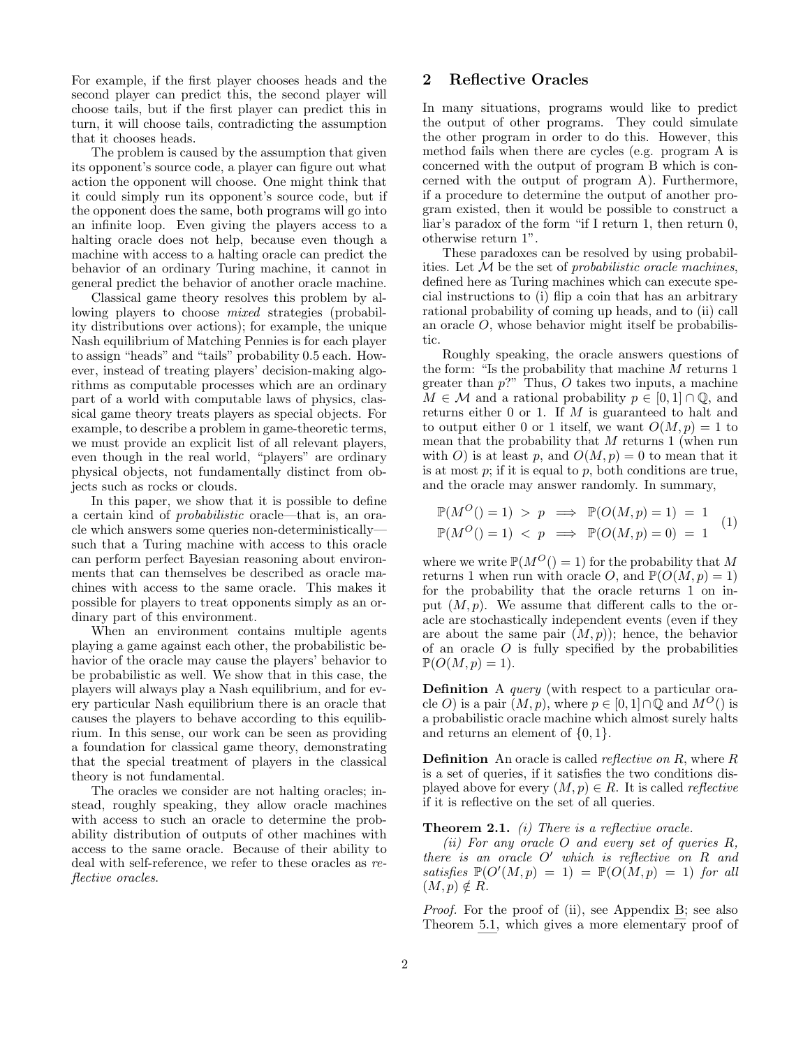For example, if the first player chooses heads and the second player can predict this, the second player will choose tails, but if the first player can predict this in turn, it will choose tails, contradicting the assumption that it chooses heads.

The problem is caused by the assumption that given its opponent's source code, a player can figure out what action the opponent will choose. One might think that it could simply run its opponent's source code, but if the opponent does the same, both programs will go into an infinite loop. Even giving the players access to a halting oracle does not help, because even though a machine with access to a halting oracle can predict the behavior of an ordinary Turing machine, it cannot in general predict the behavior of another oracle machine.

Classical game theory resolves this problem by allowing players to choose *mixed* strategies (probability distributions over actions); for example, the unique Nash equilibrium of Matching Pennies is for each player to assign "heads" and "tails" probability 0.5 each. However, instead of treating players' decision-making algorithms as computable processes which are an ordinary part of a world with computable laws of physics, classical game theory treats players as special objects. For example, to describe a problem in game-theoretic terms, we must provide an explicit list of all relevant players, even though in the real world, "players" are ordinary physical objects, not fundamentally distinct from objects such as rocks or clouds.

In this paper, we show that it is possible to define a certain kind of *probabilistic* oracle—that is, an oracle which answers some queries non-deterministically—such that a Turing machine with access to this oracle can perform perfect Bayesian reasoning about environments that can themselves be described as oracle machines with access to the same oracle. This makes it possible for players to treat opponents simply as an ordinary part of this environment.

When an environment contains multiple agents playing a game against each other, the probabilistic behavior of the oracle may cause the players' behavior to be probabilistic as well. We show that in this case, the players will always play a Nash equilibrium, and for every particular Nash equilibrium there is an oracle that causes the players to behave according to this equilibrium. In this sense, our work can be seen as providing a foundation for classical game theory, demonstrating that the special treatment of players in the classical theory is not fundamental.

The oracles we consider are not halting oracles; instead, roughly speaking, they allow oracle machines with access to such an oracle to determine the probability distribution of outputs of other machines with access to the same oracle. Because of their ability to deal with self-reference, we refer to these oracles as *reflective oracles*.

## 2 Reflective Oracles

In many situations, programs would like to predict the output of other programs. They could simulate the other program in order to do this. However, this method fails when there are cycles (e.g. program A is concerned with the output of program B which is concerned with the output of program A). Furthermore, if a procedure to determine the output of another program existed, then it would be possible to construct a liar's paradox of the form "if I return 1, then return 0, otherwise return 1".

These paradoxes can be resolved by using probabilities. Let $\mathcal{M}$ be the set of *probabilistic oracle machines*, defined here as Turing machines which can execute special instructions to (i) flip a coin that has an arbitrary rational probability of coming up heads, and to (ii) call an oracle $O$, whose behavior might itself be probabilistic.

Roughly speaking, the oracle answers questions of the form: "Is the probability that machine $M$ returns 1 greater than $p$?" Thus, $O$ takes two inputs, a machine $M \in \mathcal{M}$ and a rational probability $p \in [0,1] \cap \mathbb{Q}$, and returns either 0 or 1. If $M$ is guaranteed to halt and to output either 0 or 1 itself, we want $O(M,p) = 1$ to mean that the probability that $M$ returns 1 (when run with $O$) is at least $p$, and $O(M,p) = 0$ to mean that it is at most $p$; if it is equal to $p$, both conditions are true, and the oracle may answer randomly. In summary,

$$
\begin{aligned}
\mathbb{P}(M^O() = 1) \; > \; p \;\; &\Longrightarrow \;\; \mathbb{P}(O(M,p) = 1) \; = \; 1 \\
\mathbb{P}(M^O() = 1) \; < \; p \;\; &\Longrightarrow \;\; \mathbb{P}(O(M,p) = 0) \; = \; 1
\end{aligned}
\tag{1}
$$

where we write $\mathbb{P}(M^O() = 1)$ for the probability that $M$ returns 1 when run with oracle $O$, and $\mathbb{P}(O(M,p) = 1)$ for the probability that the oracle returns 1 on input $(M,p)$. We assume that different calls to the oracle are stochastically independent events (even if they are about the same pair $(M,p)$); hence, the behavior of an oracle $O$ is fully specified by the probabilities $\mathbb{P}(O(M,p) = 1)$.

**Definition** A *query* (with respect to a particular oracle $O$) is a pair $(M,p)$, where $p \in [0,1] \cap \mathbb{Q}$ and $M^O()$ is a probabilistic oracle machine which almost surely halts and returns an element of $\{0,1\}$.

**Definition** An oracle is called *reflective on* $R$, where $R$ is a set of queries, if it satisfies the two conditions displayed above for every $(M,p) \in R$. It is called *reflective* if it is reflective on the set of all queries.

**Theorem 2.1.** *(i) There is a reflective oracle.*

*(ii) For any oracle $O$ and every set of queries $R$, there is an oracle $O'$ which is reflective on $R$ and satisfies $\mathbb{P}(O'(M,p) = 1) = \mathbb{P}(O(M,p) = 1)$ for all $(M,p) \notin R$.*

*Proof.* For the proof of (ii), see Appendix B; see also Theorem 5.1, which gives a more elementary proof of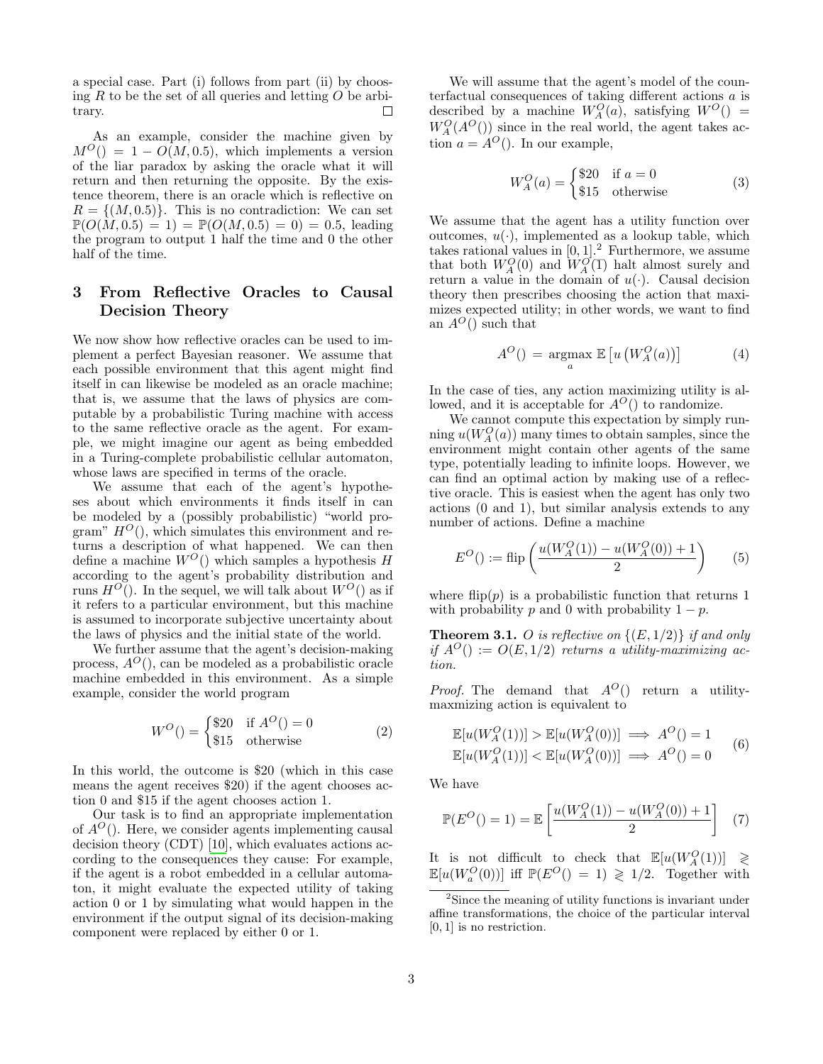a special case. Part (i) follows from part (ii) by choosing $R$ to be the set of all queries and letting $O$ be arbitrary. □

As an example, consider the machine given by $M^O() = 1 - O(M, 0.5)$, which implements a version of the liar paradox by asking the oracle what it will return and then returning the opposite. By the existence theorem, there is an oracle which is reflective on $R = \{(M, 0.5)\}$. This is no contradiction: We can set $\mathbb{P}(O(M, 0.5) = 1) = \mathbb{P}(O(M, 0.5) = 0) = 0.5$, leading the program to output 1 half the time and 0 the other half of the time.

## 3 From Reflective Oracles to Causal Decision Theory

We now show how reflective oracles can be used to implement a perfect Bayesian reasoner. We assume that each possible environment that this agent might find itself in can likewise be modeled as an oracle machine; that is, we assume that the laws of physics are computable by a probabilistic Turing machine with access to the same reflective oracle as the agent. For example, we might imagine our agent as being embedded in a Turing-complete probabilistic cellular automaton, whose laws are specified in terms of the oracle.

We assume that each of the agent's hypotheses about which environments it finds itself in can be modeled by a (possibly probabilistic) "world program" $H^O()$, which simulates this environment and returns a description of what happened. We can then define a machine $W^O()$ which samples a hypothesis $H$ according to the agent's probability distribution and runs $H^O()$. In the sequel, we will talk about $W^O()$ as if it refers to a particular environment, but this machine is assumed to incorporate subjective uncertainty about the laws of physics and the initial state of the world.

We further assume that the agent's decision-making process, $A^O()$, can be modeled as a probabilistic oracle machine embedded in this environment. As a simple example, consider the world program

$$W^O() = \begin{cases} \$20 & \text{if } A^O() = 0 \\ \$15 & \text{otherwise} \end{cases} \tag{2}$$

In this world, the outcome is \$20 (which in this case means the agent receives \$20) if the agent chooses action 0 and \$15 if the agent chooses action 1.

Our task is to find an appropriate implementation of $A^O()$. Here, we consider agents implementing causal decision theory (CDT) [10], which evaluates actions according to the consequences they cause: For example, if the agent is a robot embedded in a cellular automaton, it might evaluate the expected utility of taking action 0 or 1 by simulating what would happen in the environment if the output signal of its decision-making component were replaced by either 0 or 1.

We will assume that the agent's model of the counterfactual consequences of taking different actions $a$ is described by a machine $W_A^O(a)$, satisfying $W^O() = W_A^O(A^O())$ since in the real world, the agent takes action $a = A^O()$. In our example,

$$W_A^O(a) = \begin{cases} \$20 & \text{if } a = 0 \\ \$15 & \text{otherwise} \end{cases} \tag{3}$$

We assume that the agent has a utility function over outcomes, $u(\cdot)$, implemented as a lookup table, which takes rational values in $[0, 1]$.[2] Furthermore, we assume that both $W_A^O(0)$ and $W_A^O(1)$ halt almost surely and return a value in the domain of $u(\cdot)$. Causal decision theory then prescribes choosing the action that maximizes expected utility; in other words, we want to find an $A^O()$ such that

$$A^O() = \operatorname*{argmax}_a \mathbb{E}\left[u\left(W_A^O(a)\right)\right] \tag{4}$$

In the case of ties, any action maximizing utility is allowed, and it is acceptable for $A^O()$ to randomize.

We cannot compute this expectation by simply running $u(W_A^O(a))$ many times to obtain samples, since the environment might contain other agents of the same type, potentially leading to infinite loops. However, we can find an optimal action by making use of a reflective oracle. This is easiest when the agent has only two actions (0 and 1), but similar analysis extends to any number of actions. Define a machine

$$E^O() := \text{flip}\left(\frac{u(W_A^O(1)) - u(W_A^O(0)) + 1}{2}\right) \tag{5}$$

where flip$(p)$ is a probabilistic function that returns 1 with probability $p$ and 0 with probability $1 - p$.

**Theorem 3.1.** *$O$ is reflective on $\{(E, 1/2)\}$ if and only if $A^O() := O(E, 1/2)$ returns a utility-maximizing action.*

*Proof.* The demand that $A^O()$ return a utility-maxmizing action is equivalent to

$$\begin{aligned} \mathbb{E}[u(W_A^O(1))] > \mathbb{E}[u(W_A^O(0))] &\implies A^O() = 1 \\ \mathbb{E}[u(W_A^O(1))] < \mathbb{E}[u(W_A^O(0))] &\implies A^O() = 0 \end{aligned} \tag{6}$$

We have

$$\mathbb{P}(E^O() = 1) = \mathbb{E}\left[\frac{u(W_A^O(1)) - u(W_A^O(0)) + 1}{2}\right] \tag{7}$$

It is not difficult to check that $\mathbb{E}[u(W_A^O(1))] \gtrless \mathbb{E}[u(W_a^O(0))]$ iff $\mathbb{P}(E^O() = 1) \gtrless 1/2$. Together with

[2] Since the meaning of utility functions is invariant under affine transformations, the choice of the particular interval $[0, 1]$ is no restriction.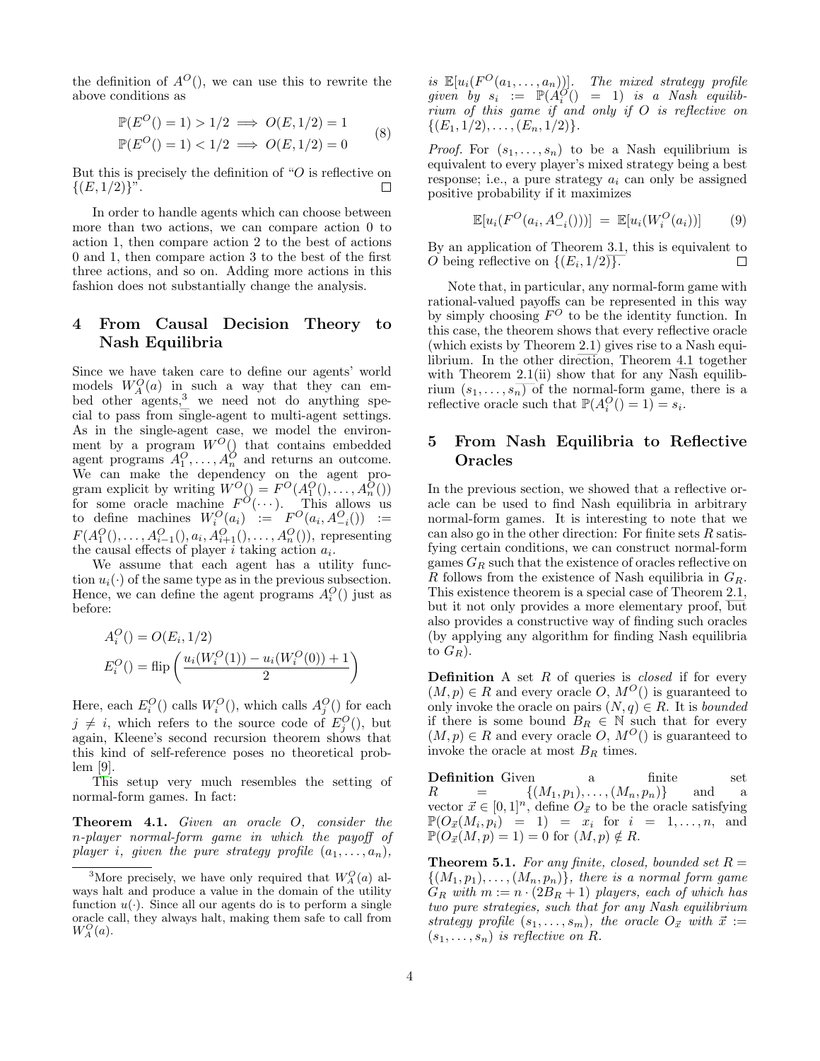the definition of $A^O()$, we can use this to rewrite the above conditions as

$$\begin{aligned} \mathbb{P}(E^O() = 1) > 1/2 &\implies O(E, 1/2) = 1 \\ \mathbb{P}(E^O() = 1) < 1/2 &\implies O(E, 1/2) = 0 \end{aligned} \tag{8}$$

But this is precisely the definition of "$O$ is reflective on $\{(E, 1/2)\}$". ◻

In order to handle agents which can choose between more than two actions, we can compare action 0 to action 1, then compare action 2 to the best of actions 0 and 1, then compare action 3 to the best of the first three actions, and so on. Adding more actions in this fashion does not substantially change the analysis.

## 4 From Causal Decision Theory to Nash Equilibria

Since we have taken care to define our agents' world models $W_A^O(a)$ in such a way that they can embed other agents,[3] we need not do anything special to pass from single-agent to multi-agent settings. As in the single-agent case, we model the environment by a program $W^O()$ that contains embedded agent programs $A_1^O, \ldots, A_n^O$ and returns an outcome. We can make the dependency on the agent program explicit by writing $W^O() = F^O(A_1^O(), \ldots, A_n^O())$ for some oracle machine $F^O(\cdots)$. This allows us to define machines $W_i^O(a_i) := F^O(a_i, A_{-i}^O()) := F(A_1^O(), \ldots, A_{i-1}^O(), a_i, A_{i+1}^O(), \ldots, A_n^O())$, representing the causal effects of player $i$ taking action $a_i$.

We assume that each agent has a utility function $u_i(\cdot)$ of the same type as in the previous subsection. Hence, we can define the agent programs $A_i^O()$ just as before:

$$A_i^O() = O(E_i, 1/2)$$
$$E_i^O() = \text{flip}\left(\frac{u_i(W_i^O(1)) - u_i(W_i^O(0)) + 1}{2}\right)$$

Here, each $E_i^O()$ calls $W_i^O()$, which calls $A_j^O()$ for each $j \neq i$, which refers to the source code of $E_j^O()$, but again, Kleene's second recursion theorem shows that this kind of self-reference poses no theoretical problem [9].

This setup very much resembles the setting of normal-form games. In fact:

**Theorem 4.1.** *Given an oracle $O$, consider the $n$-player normal-form game in which the payoff of player $i$, given the pure strategy profile $(a_1, \ldots, a_n)$, is $\mathbb{E}[u_i(F^O(a_1, \ldots, a_n))]$. The mixed strategy profile given by $s_i := \mathbb{P}(A_i^O() = 1)$ is a Nash equilibrium of this game if and only if $O$ is reflective on $\{(E_1, 1/2), \ldots, (E_n, 1/2)\}$.*

*Proof.* For $(s_1, \ldots, s_n)$ to be a Nash equilibrium is equivalent to every player's mixed strategy being a best response; i.e., a pure strategy $a_i$ can only be assigned positive probability if it maximizes

$$\mathbb{E}[u_i(F^O(a_i, A_{-i}^O()))] \;=\; \mathbb{E}[u_i(W_i^O(a_i))] \tag{9}$$

By an application of Theorem 3.1, this is equivalent to $O$ being reflective on $\{(E_i, 1/2)\}$. ◻

Note that, in particular, any normal-form game with rational-valued payoffs can be represented in this way by simply choosing $F^O$ to be the identity function. In this case, the theorem shows that every reflective oracle (which exists by Theorem 2.1) gives rise to a Nash equilibrium. In the other direction, Theorem 4.1 together with Theorem 2.1(ii) show that for any Nash equilibrium $(s_1, \ldots, s_n)$ of the normal-form game, there is a reflective oracle such that $\mathbb{P}(A_i^O() = 1) = s_i$.

## 5 From Nash Equilibria to Reflective Oracles

In the previous section, we showed that a reflective oracle can be used to find Nash equilibria in arbitrary normal-form games. It is interesting to note that we can also go in the other direction: For finite sets $R$ satisfying certain conditions, we can construct normal-form games $G_R$ such that the existence of oracles reflective on $R$ follows from the existence of Nash equilibria in $G_R$. This existence theorem is a special case of Theorem 2.1, but it not only provides a more elementary proof, but also provides a constructive way of finding such oracles (by applying any algorithm for finding Nash equilibria to $G_R$).

**Definition** A set $R$ of queries is *closed* if for every $(M, p) \in R$ and every oracle $O$, $M^O()$ is guaranteed to only invoke the oracle on pairs $(N, q) \in R$. It is *bounded* if there is some bound $B_R \in \mathbb{N}$ such that for every $(M, p) \in R$ and every oracle $O$, $M^O()$ is guaranteed to invoke the oracle at most $B_R$ times.

**Definition** Given a finite set $R = \{(M_1, p_1), \ldots, (M_n, p_n)\}$ and a vector $\vec{x} \in [0, 1]^n$, define $O_{\vec{x}}$ to be the oracle satisfying $\mathbb{P}(O_{\vec{x}}(M_i, p_i) = 1) = x_i$ for $i = 1, \ldots, n$, and $\mathbb{P}(O_{\vec{x}}(M, p) = 1) = 0$ for $(M, p) \notin R$.

**Theorem 5.1.** *For any finite, closed, bounded set $R = \{(M_1, p_1), \ldots, (M_n, p_n)\}$, there is a normal form game $G_R$ with $m := n \cdot (2B_R + 1)$ players, each of which has two pure strategies, such that for any Nash equilibrium strategy profile $(s_1, \ldots, s_m)$, the oracle $O_{\vec{x}}$ with $\vec{x} := (s_1, \ldots, s_n)$ is reflective on $R$.*

[3] More precisely, we have only required that $W_A^O(a)$ always halt and produce a value in the domain of the utility function $u(\cdot)$. Since all our agents do is to perform a single oracle call, they always halt, making them safe to call from $W_A^O(a)$.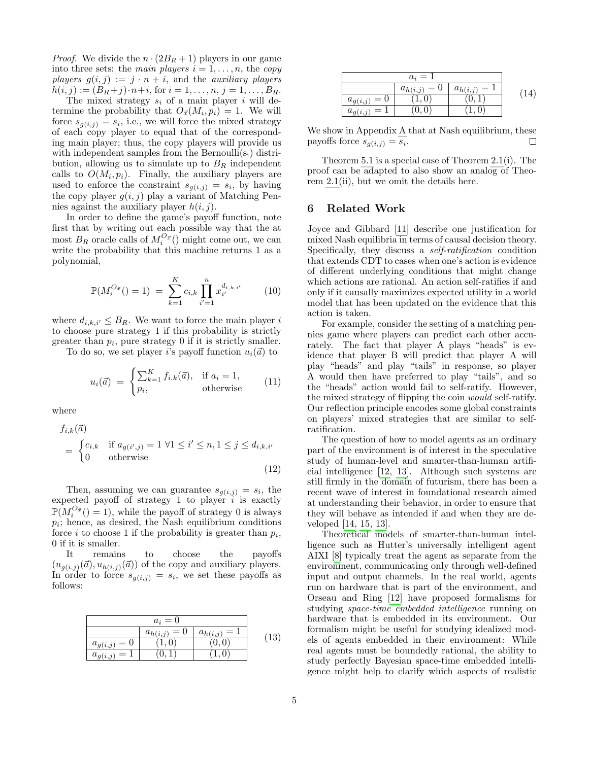*Proof.* We divide the $n \cdot (2B_R + 1)$ players in our game into three sets: the *main players* $i = 1, \ldots, n$, the *copy players* $g(i,j) := j \cdot n + i$, and the *auxiliary players* $h(i,j) := (B_R + j) \cdot n + i$, for $i = 1, \ldots, n$, $j = 1, \ldots, B_R$.

The mixed strategy $s_i$ of a main player $i$ will determine the probability that $O_{\vec{x}}(M_i, p_i) = 1$. We will force $s_{g(i,j)} = s_i$, i.e., we will force the mixed strategy of each copy player to equal that of the corresponding main player; thus, the copy players will provide us with independent samples from the Bernoulli($s_i$) distribution, allowing us to simulate up to $B_R$ independent calls to $O(M_i, p_i)$. Finally, the auxiliary players are used to enforce the constraint $s_{g(i,j)} = s_i$, by having the copy player $g(i,j)$ play a variant of Matching Pennies against the auxiliary player $h(i,j)$.

In order to define the game's payoff function, note first that by writing out each possible way that the at most $B_R$ oracle calls of $M_i^{O_{\vec{x}}}()$ might come out, we can write the probability that this machine returns 1 as a polynomial,

$$\mathbb{P}(M_i^{O_{\vec{x}}}() = 1) \;=\; \sum_{k=1}^{K} c_{i,k} \prod_{i'=1}^{n} x_{i'}^{d_{i,k,i'}} \tag{10}$$

where $d_{i,k,i'} \leq B_R$. We want to force the main player $i$ to choose pure strategy 1 if this probability is strictly greater than $p_i$, pure strategy 0 if it is strictly smaller.

To do so, we set player $i$'s payoff function $u_i(\vec{a})$ to

$$u_i(\vec{a}) \;=\; \begin{cases} \sum_{k=1}^{K} f_{i,k}(\vec{a}), & \text{if } a_i = 1, \\ p_i, & \text{otherwise} \end{cases} \tag{11}$$

where

$$f_{i,k}(\vec{a}) = \begin{cases} c_{i,k} & \text{if } a_{g(i',j)} = 1 \ \forall 1 \leq i' \leq n, 1 \leq j \leq d_{i,k,i'} \\ 0 & \text{otherwise} \end{cases} \tag{12}$$

Then, assuming we can guarantee $s_{g(i,j)} = s_i$, the expected payoff of strategy 1 to player $i$ is exactly $\mathbb{P}(M_i^{O_{\vec{x}}}() = 1)$, while the payoff of strategy 0 is always $p_i$; hence, as desired, the Nash equilibrium conditions force $i$ to choose 1 if the probability is greater than $p_i$, 0 if it is smaller.

It remains to choose the payoffs $(u_{g(i,j)}(\vec{a}), u_{h(i,j)}(\vec{a}))$ of the copy and auxiliary players. In order to force $s_{g(i,j)} = s_i$, we set these payoffs as follows:

| $a_i = 0$ | | |
|---|---|---|
| | $a_{h(i,j)} = 0$ | $a_{h(i,j)} = 1$ |
| $a_{g(i,j)} = 0$ | $(1, 0)$ | $(0, 0)$ |
| $a_{g(i,j)} = 1$ | $(0, 1)$ | $(1, 0)$ |

(13)

| $a_i = 1$ | | |
|---|---|---|
| | $a_{h(i,j)} = 0$ | $a_{h(i,j)} = 1$ |
| $a_{g(i,j)} = 0$ | $(1, 0)$ | $(0, 1)$ |
| $a_{g(i,j)} = 1$ | $(0, 0)$ | $(1, 0)$ |

(14)

We show in Appendix A that at Nash equilibrium, these payoffs force $s_{g(i,j)} = s_i$. ∎

Theorem 5.1 is a special case of Theorem 2.1(i). The proof can be adapted to also show an analog of Theorem 2.1(ii), but we omit the details here.

## 6 Related Work

Joyce and Gibbard [11] describe one justification for mixed Nash equilibria in terms of causal decision theory. Specifically, they discuss a *self-ratification* condition that extends CDT to cases when one's action is evidence of different underlying conditions that might change which actions are rational. An action self-ratifies if and only if it causally maximizes expected utility in a world model that has been updated on the evidence that this action is taken.

For example, consider the setting of a matching pennies game where players can predict each other accurately. The fact that player A plays "heads" is evidence that player B will predict that player A will play "heads" and play "tails" in response, so player A would then have preferred to play "tails", and so the "heads" action would fail to self-ratify. However, the mixed strategy of flipping the coin *would* self-ratify. Our reflection principle encodes some global constraints on players' mixed strategies that are similar to self-ratification.

The question of how to model agents as an ordinary part of the environment is of interest in the speculative study of human-level and smarter-than-human artificial intelligence [12, 13]. Although such systems are still firmly in the domain of futurism, there has been a recent wave of interest in foundational research aimed at understanding their behavior, in order to ensure that they will behave as intended if and when they are developed [14, 15, 13].

Theoretical models of smarter-than-human intelligence such as Hutter's universally intelligent agent AIXI [8] typically treat the agent as separate from the environment, communicating only through well-defined input and output channels. In the real world, agents run on hardware that is part of the environment, and Orseau and Ring [12] have proposed formalisms for studying *space-time embedded intelligence* running on hardware that is embedded in its environment. Our formalism might be useful for studying idealized models of agents embedded in their environment: While real agents must be boundedly rational, the ability to study perfectly Bayesian space-time embedded intelligence might help to clarify which aspects of realistic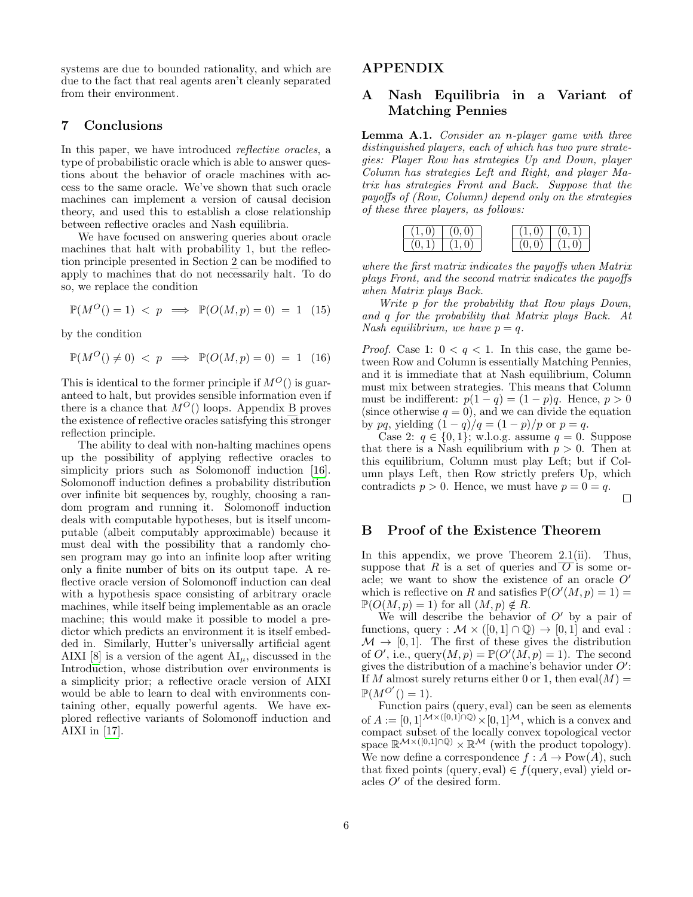systems are due to bounded rationality, and which are due to the fact that real agents aren't cleanly separated from their environment.

## 7 Conclusions

In this paper, we have introduced *reflective oracles*, a type of probabilistic oracle which is able to answer questions about the behavior of oracle machines with access to the same oracle. We've shown that such oracle machines can implement a version of causal decision theory, and used this to establish a close relationship between reflective oracles and Nash equilibria.

We have focused on answering queries about oracle machines that halt with probability 1, but the reflection principle presented in Section 2 can be modified to apply to machines that do not necessarily halt. To do so, we replace the condition

$$\mathbb{P}(M^O() = 1) \;<\; p \implies \mathbb{P}(O(M,p) = 0) \;=\; 1 \quad (15)$$

by the condition

$$\mathbb{P}(M^O() \neq 0) \;<\; p \implies \mathbb{P}(O(M,p) = 0) \;=\; 1 \quad (16)$$

This is identical to the former principle if $M^O()$ is guaranteed to halt, but provides sensible information even if there is a chance that $M^O()$ loops. Appendix B proves the existence of reflective oracles satisfying this stronger reflection principle.

The ability to deal with non-halting machines opens up the possibility of applying reflective oracles to simplicity priors such as Solomonoff induction [16]. Solomonoff induction defines a probability distribution over infinite bit sequences by, roughly, choosing a random program and running it. Solomonoff induction deals with computable hypotheses, but is itself uncomputable (albeit computably approximable) because it must deal with the possibility that a randomly chosen program may go into an infinite loop after writing only a finite number of bits on its output tape. A reflective oracle version of Solomonoff induction can deal with a hypothesis space consisting of arbitrary oracle machines, while itself being implementable as an oracle machine; this would make it possible to model a predictor which predicts an environment it is itself embedded in. Similarly, Hutter's universally artificial agent AIXI [8] is a version of the agent $\mathrm{AI}_\mu$, discussed in the Introduction, whose distribution over environments is a simplicity prior; a reflective oracle version of AIXI would be able to learn to deal with environments containing other, equally powerful agents. We have explored reflective variants of Solomonoff induction and AIXI in [17].

# APPENDIX

## A Nash Equilibria in a Variant of Matching Pennies

**Lemma A.1.** *Consider an n-player game with three distinguished players, each of which has two pure strategies: Player Row has strategies Up and Down, player Column has strategies Left and Right, and player Matrix has strategies Front and Back. Suppose that the payoffs of (Row, Column) depend only on the strategies of these three players, as follows:*

| | |
|---|---|
| $(1,0)$ | $(0,0)$ |
| $(0,1)$ | $(1,0)$ |

| | |
|---|---|
| $(1,0)$ | $(0,1)$ |
| $(0,0)$ | $(1,0)$ |

*where the first matrix indicates the payoffs when Matrix plays Front, and the second matrix indicates the payoffs when Matrix plays Back.*

*Write p for the probability that Row plays Down, and q for the probability that Matrix plays Back. At Nash equilibrium, we have $p = q$.*

*Proof.* Case 1: $0 < q < 1$. In this case, the game between Row and Column is essentially Matching Pennies, and it is immediate that at Nash equilibrium, Column must mix between strategies. This means that Column must be indifferent: $p(1-q) = (1-p)q$. Hence, $p > 0$ (since otherwise $q = 0$), and we can divide the equation by $pq$, yielding $(1-q)/q = (1-p)/p$ or $p = q$.

Case 2: $q \in \{0,1\}$; w.l.o.g. assume $q = 0$. Suppose that there is a Nash equilibrium with $p > 0$. Then at this equilibrium, Column must play Left; but if Column plays Left, then Row strictly prefers Up, which contradicts $p > 0$. Hence, we must have $p = 0 = q$. □

## B Proof of the Existence Theorem

In this appendix, we prove Theorem 2.1(ii). Thus, suppose that $R$ is a set of queries and $\overline{O}$ is some oracle; we want to show the existence of an oracle $O'$ which is reflective on $R$ and satisfies $\mathbb{P}(O'(M,p) = 1) = \mathbb{P}(\overline{O}(M,p) = 1)$ for all $(M,p) \notin R$.

We will describe the behavior of $O'$ by a pair of functions, $\text{query} : \mathcal{M} \times ([0,1] \cap \mathbb{Q}) \to [0,1]$ and $\text{eval} : \mathcal{M} \to [0,1]$. The first of these gives the distribution of $O'$, i.e., $\text{query}(M,p) = \mathbb{P}(O'(M,p) = 1)$. The second gives the distribution of a machine's behavior under $O'$: If $M$ almost surely returns either 0 or 1, then $\text{eval}(M) = \mathbb{P}(M^{O'}() = 1)$.

Function pairs (query, eval) can be seen as elements of $A := [0,1]^{\mathcal{M} \times ([0,1] \cap \mathbb{Q})} \times [0,1]^{\mathcal{M}}$, which is a convex and compact subset of the locally convex topological vector space $\mathbb{R}^{\mathcal{M} \times ([0,1] \cap \mathbb{Q})} \times \mathbb{R}^{\mathcal{M}}$ (with the product topology). We now define a correspondence $f : A \to \text{Pow}(A)$, such that fixed points $(\text{query}, \text{eval}) \in f(\text{query}, \text{eval})$ yield oracles $O'$ of the desired form.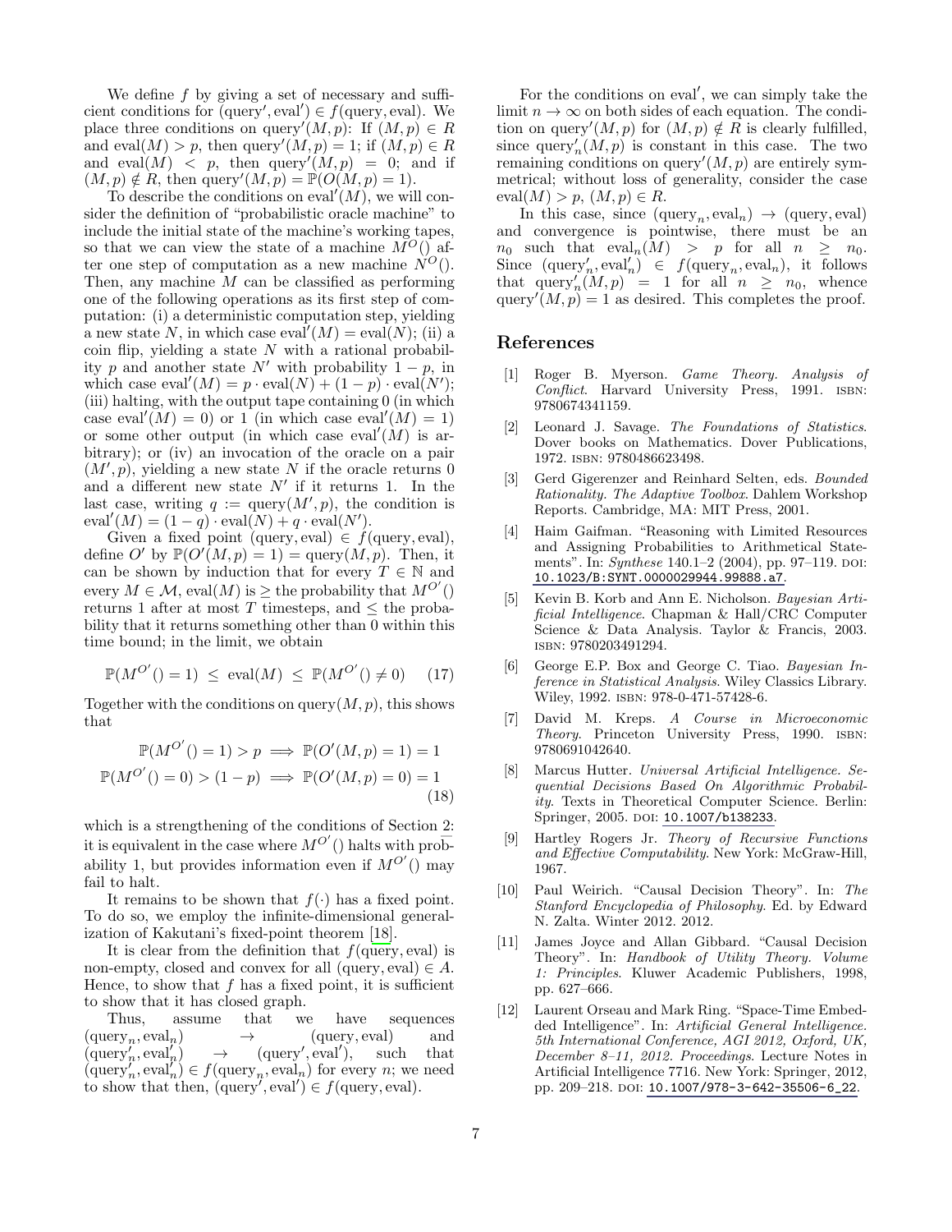We define $f$ by giving a set of necessary and sufficient conditions for $(\text{query}', \text{eval}') \in f(\text{query}, \text{eval})$. We place three conditions on $\text{query}'(M, p)$: If $(M, p) \in R$ and $\text{eval}(M) > p$, then $\text{query}'(M, p) = 1$; if $(M, p) \in R$ and $\text{eval}(M) < p$, then $\text{query}'(M, p) = 0$; and if $(M, p) \notin R$, then $\text{query}'(M, p) = \mathbb{P}(O(M, p) = 1)$.

To describe the conditions on $\text{eval}'(M)$, we will consider the definition of "probabilistic oracle machine" to include the initial state of the machine's working tapes, so that we can view the state of a machine $M^O()$ after one step of computation as a new machine $N^O()$. Then, any machine $M$ can be classified as performing one of the following operations as its first step of computation: (i) a deterministic computation step, yielding a new state $N$, in which case $\text{eval}'(M) = \text{eval}(N)$; (ii) a coin flip, yielding a state $N$ with a rational probability $p$ and another state $N'$ with probability $1 - p$, in which case $\text{eval}'(M) = p \cdot \text{eval}(N) + (1 - p) \cdot \text{eval}(N')$; (iii) halting, with the output tape containing 0 (in which case $\text{eval}'(M) = 0$) or 1 (in which case $\text{eval}'(M) = 1$) or some other output (in which case $\text{eval}'(M)$ is arbitrary); or (iv) an invocation of the oracle on a pair $(M', p)$, yielding a new state $N$ if the oracle returns 0 and a different new state $N'$ if it returns 1. In the last case, writing $q := \text{query}(M', p)$, the condition is $\text{eval}'(M) = (1 - q) \cdot \text{eval}(N) + q \cdot \text{eval}(N')$.

Given a fixed point $(\text{query}, \text{eval}) \in f(\text{query}, \text{eval})$, define $O'$ by $\mathbb{P}(O'(M, p) = 1) = \text{query}(M, p)$. Then, it can be shown by induction that for every $T \in \mathbb{N}$ and every $M \in \mathcal{M}$, $\text{eval}(M)$ is $\geq$ the probability that $M^{O'}()$ returns 1 after at most $T$ timesteps, and $\leq$ the probability that it returns something other than 0 within this time bound; in the limit, we obtain

$$\mathbb{P}(M^{O'}() = 1) \;\leq\; \text{eval}(M) \;\leq\; \mathbb{P}(M^{O'}() \neq 0) \tag{17}$$

Together with the conditions on $\text{query}(M, p)$, this shows that

$$\begin{aligned} \mathbb{P}(M^{O'}() = 1) > p &\implies \mathbb{P}(O'(M, p) = 1) = 1 \\ \mathbb{P}(M^{O'}() = 0) > (1 - p) &\implies \mathbb{P}(O'(M, p) = 0) = 1 \end{aligned} \tag{18}$$

which is a strengthening of the conditions of Section 2: it is equivalent in the case where $M^{O'}()$ halts with probability 1, but provides information even if $M^{O'}()$ may fail to halt.

It remains to be shown that $f(\cdot)$ has a fixed point. To do so, we employ the infinite-dimensional generalization of Kakutani's fixed-point theorem [18].

It is clear from the definition that $f(\text{query}, \text{eval})$ is non-empty, closed and convex for all $(\text{query}, \text{eval}) \in A$. Hence, to show that $f$ has a fixed point, it is sufficient to show that it has closed graph.

Thus, assume that we have sequences $(\text{query}_n, \text{eval}_n) \to (\text{query}, \text{eval})$ and $(\text{query}'_n, \text{eval}'_n) \to (\text{query}', \text{eval}')$, such that $(\text{query}'_n, \text{eval}'_n) \in f(\text{query}_n, \text{eval}_n)$ for every $n$; we need to show that then, $(\text{query}', \text{eval}') \in f(\text{query}, \text{eval})$.

For the conditions on $\text{eval}'$, we can simply take the limit $n \to \infty$ on both sides of each equation. The condition on $\text{query}'(M, p)$ for $(M, p) \notin R$ is clearly fulfilled, since $\text{query}'_n(M, p)$ is constant in this case. The two remaining conditions on $\text{query}'(M, p)$ are entirely symmetrical; without loss of generality, consider the case $\text{eval}(M) > p$, $(M, p) \in R$.

In this case, since $(\text{query}_n, \text{eval}_n) \to (\text{query}, \text{eval})$ and convergence is pointwise, there must be an $n_0$ such that $\text{eval}_n(M) > p$ for all $n \geq n_0$. Since $(\text{query}'_n, \text{eval}'_n) \in f(\text{query}_n, \text{eval}_n)$, it follows that $\text{query}'_n(M, p) = 1$ for all $n \geq n_0$, whence $\text{query}'(M, p) = 1$ as desired. This completes the proof.

## References

[1] Roger B. Myerson. *Game Theory. Analysis of Conflict*. Harvard University Press, 1991. ISBN: 9780674341159.

[2] Leonard J. Savage. *The Foundations of Statistics*. Dover books on Mathematics. Dover Publications, 1972. ISBN: 9780486623498.

[3] Gerd Gigerenzer and Reinhard Selten, eds. *Bounded Rationality. The Adaptive Toolbox*. Dahlem Workshop Reports. Cambridge, MA: MIT Press, 2001.

[4] Haim Gaifman. "Reasoning with Limited Resources and Assigning Probabilities to Arithmetical Statements". In: *Synthese* 140.1–2 (2004), pp. 97–119. DOI: 10.1023/B:SYNT.0000029944.99888.a7.

[5] Kevin B. Korb and Ann E. Nicholson. *Bayesian Artificial Intelligence*. Chapman & Hall/CRC Computer Science & Data Analysis. Taylor & Francis, 2003. ISBN: 9780203491294.

[6] George E.P. Box and George C. Tiao. *Bayesian Inference in Statistical Analysis*. Wiley Classics Library. Wiley, 1992. ISBN: 978-0-471-57428-6.

[7] David M. Kreps. *A Course in Microeconomic Theory*. Princeton University Press, 1990. ISBN: 9780691042640.

[8] Marcus Hutter. *Universal Artificial Intelligence. Sequential Decisions Based On Algorithmic Probability*. Texts in Theoretical Computer Science. Berlin: Springer, 2005. DOI: 10.1007/b138233.

[9] Hartley Rogers Jr. *Theory of Recursive Functions and Effective Computability*. New York: McGraw-Hill, 1967.

[10] Paul Weirich. "Causal Decision Theory". In: *The Stanford Encyclopedia of Philosophy*. Ed. by Edward N. Zalta. Winter 2012. 2012.

[11] James Joyce and Allan Gibbard. "Causal Decision Theory". In: *Handbook of Utility Theory. Volume 1: Principles*. Kluwer Academic Publishers, 1998, pp. 627–666.

[12] Laurent Orseau and Mark Ring. "Space-Time Embedded Intelligence". In: *Artificial General Intelligence. 5th International Conference, AGI 2012, Oxford, UK, December 8–11, 2012. Proceedings*. Lecture Notes in Artificial Intelligence 7716. New York: Springer, 2012, pp. 209–218. DOI: 10.1007/978-3-642-35506-6_22.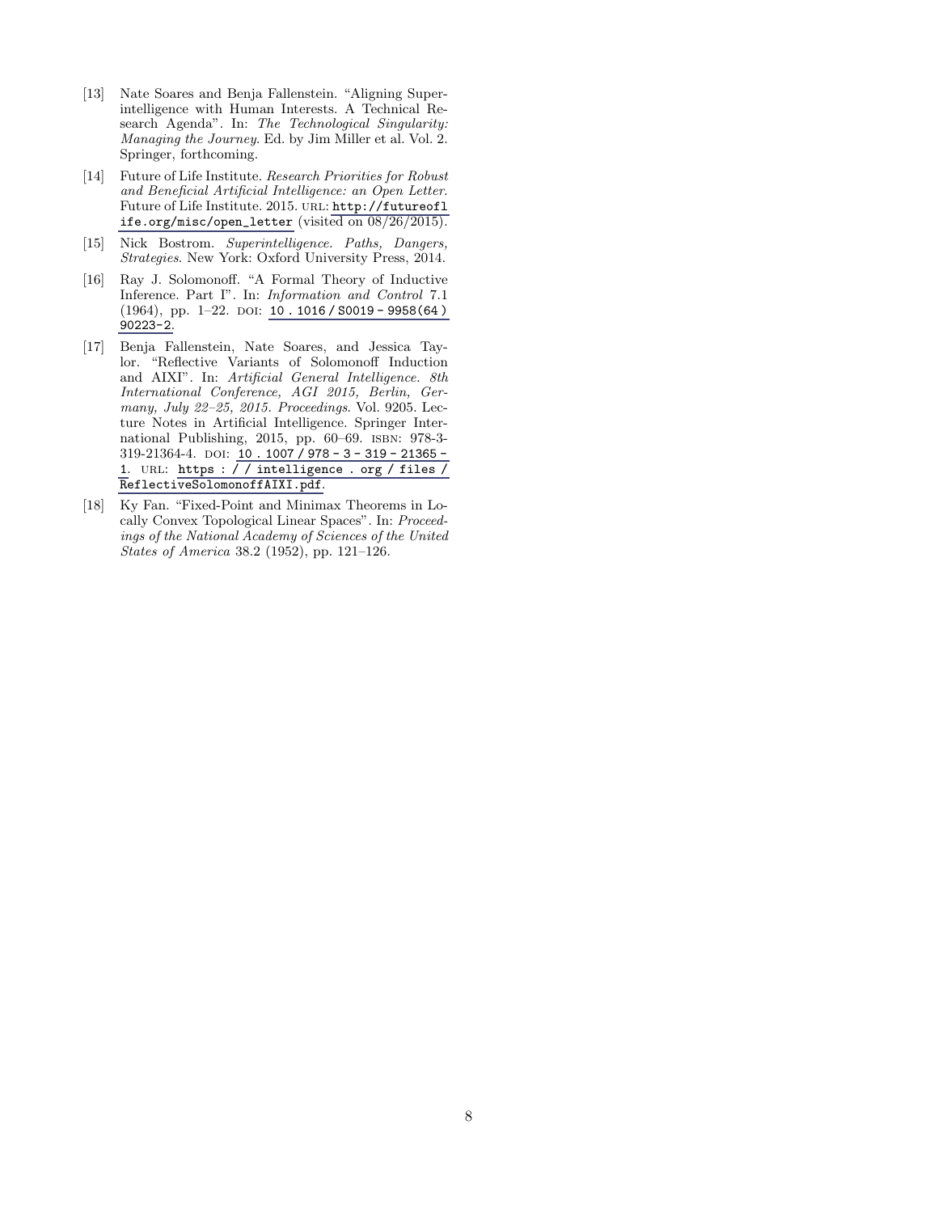[13] Nate Soares and Benja Fallenstein. "Aligning Superintelligence with Human Interests. A Technical Research Agenda". In: *The Technological Singularity: Managing the Journey*. Ed. by Jim Miller et al. Vol. 2. Springer, forthcoming.

[14] Future of Life Institute. *Research Priorities for Robust and Beneficial Artificial Intelligence: an Open Letter*. Future of Life Institute. 2015. URL: `http://futureoflife.org/misc/open_letter` (visited on 08/26/2015).

[15] Nick Bostrom. *Superintelligence. Paths, Dangers, Strategies*. New York: Oxford University Press, 2014.

[16] Ray J. Solomonoff. "A Formal Theory of Inductive Inference. Part I". In: *Information and Control* 7.1 (1964), pp. 1–22. DOI: `10.1016/S0019-9958(64)90223-2`.

[17] Benja Fallenstein, Nate Soares, and Jessica Taylor. "Reflective Variants of Solomonoff Induction and AIXI". In: *Artificial General Intelligence. 8th International Conference, AGI 2015, Berlin, Germany, July 22–25, 2015. Proceedings*. Vol. 9205. Lecture Notes in Artificial Intelligence. Springer International Publishing, 2015, pp. 60–69. ISBN: 978-3-319-21364-4. DOI: `10.1007/978-3-319-21365-1`. URL: `https://intelligence.org/files/ReflectiveSolomonoffAIXI.pdf`.

[18] Ky Fan. "Fixed-Point and Minimax Theorems in Locally Convex Topological Linear Spaces". In: *Proceedings of the National Academy of Sciences of the United States of America* 38.2 (1952), pp. 121–126.